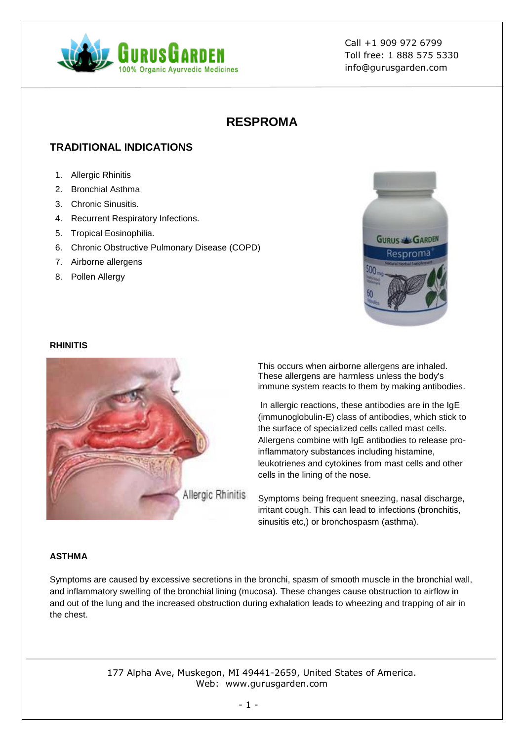# RESPROMA

## TRADITIONAL INDICATIONS

1. Allergic Rhinitis
2. Bronchial Asthma
3. Chronic Sinusitis.
4. Recurrent Respiratory Infections.
5. Tropical Eosinophilia.
6. Chronic Obstructive Pulmonary Disease (COPD)
7. Airborne allergens
8. Pollen Allergy

### RHINITIS

This occurs when airborne allergens are inhaled. These allergens are harmless unless the body's immune system reacts to them by making antibodies.

In allergic reactions, these antibodies are in the IgE (immunoglobulin-E) class of antibodies, which stick to the surface of specialized cells called mast cells. Allergens combine with IgE antibodies to release pro-inflammatory substances including histamine, leukotrienes and cytokines from mast cells and other cells in the lining of the nose.

Symptoms being frequent sneezing, nasal discharge, irritant cough. This can lead to infections (bronchitis, sinusitis etc,) or bronchospasm (asthma).

### ASTHMA

Symptoms are caused by excessive secretions in the bronchi, spasm of smooth muscle in the bronchial wall, and inflammatory swelling of the bronchial lining (mucosa). These changes cause obstruction to airflow in and out of the lung and the increased obstruction during exhalation leads to wheezing and trapping of air in the chest.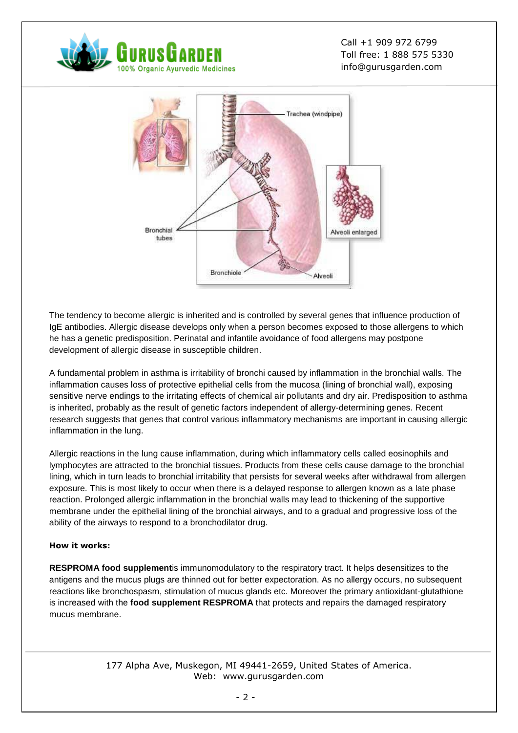The tendency to become allergic is inherited and is controlled by several genes that influence production of IgE antibodies. Allergic disease develops only when a person becomes exposed to those allergens to which he has a genetic predisposition. Perinatal and infantile avoidance of food allergens may postpone development of allergic disease in susceptible children.

A fundamental problem in asthma is irritability of bronchi caused by inflammation in the bronchial walls. The inflammation causes loss of protective epithelial cells from the mucosa (lining of bronchial wall), exposing sensitive nerve endings to the irritating effects of chemical air pollutants and dry air. Predisposition to asthma is inherited, probably as the result of genetic factors independent of allergy-determining genes. Recent research suggests that genes that control various inflammatory mechanisms are important in causing allergic inflammation in the lung.

Allergic reactions in the lung cause inflammation, during which inflammatory cells called eosinophils and lymphocytes are attracted to the bronchial tissues. Products from these cells cause damage to the bronchial lining, which in turn leads to bronchial irritability that persists for several weeks after withdrawal from allergen exposure. This is most likely to occur when there is a delayed response to allergen known as a late phase reaction. Prolonged allergic inflammation in the bronchial walls may lead to thickening of the supportive membrane under the epithelial lining of the bronchial airways, and to a gradual and progressive loss of the ability of the airways to respond to a bronchodilator drug.

**How it works:**

**RESPROMA food supplement**is immunomodulatory to the respiratory tract. It helps desensitizes to the antigens and the mucus plugs are thinned out for better expectoration. As no allergy occurs, no subsequent reactions like bronchospasm, stimulation of mucus glands etc. Moreover the primary antioxidant-glutathione is increased with the **food supplement RESPROMA** that protects and repairs the damaged respiratory mucus membrane.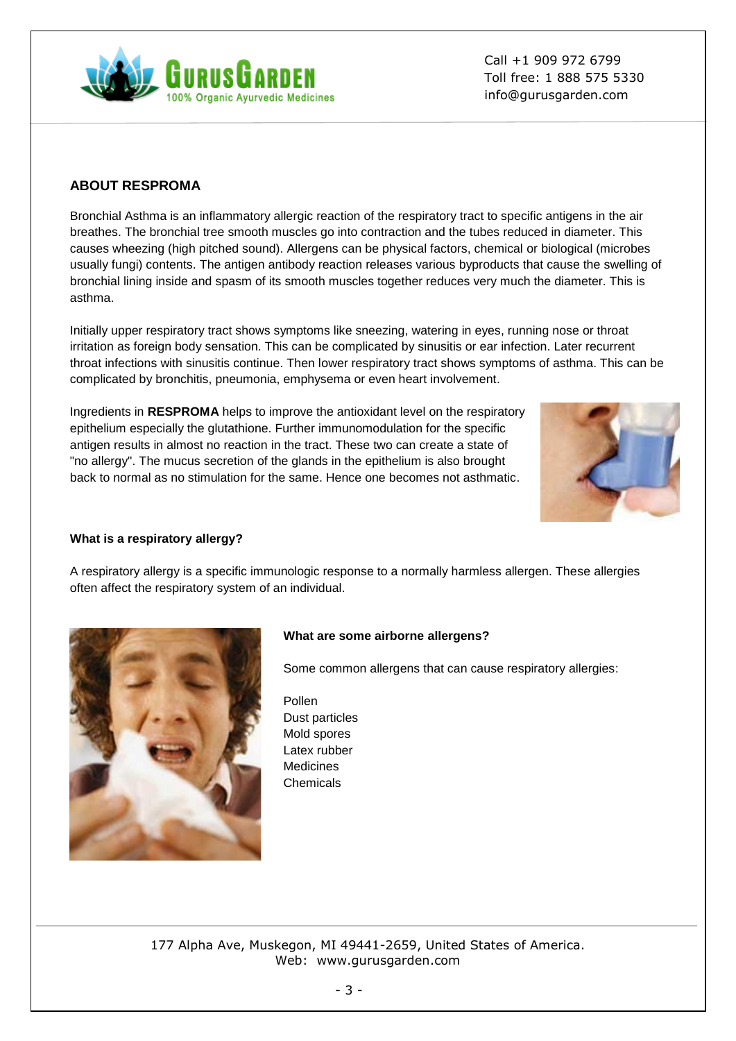## ABOUT RESPROMA

Bronchial Asthma is an inflammatory allergic reaction of the respiratory tract to specific antigens in the air breathes. The bronchial tree smooth muscles go into contraction and the tubes reduced in diameter. This causes wheezing (high pitched sound). Allergens can be physical factors, chemical or biological (microbes usually fungi) contents. The antigen antibody reaction releases various byproducts that cause the swelling of bronchial lining inside and spasm of its smooth muscles together reduces very much the diameter. This is asthma.

Initially upper respiratory tract shows symptoms like sneezing, watering in eyes, running nose or throat irritation as foreign body sensation. This can be complicated by sinusitis or ear infection. Later recurrent throat infections with sinusitis continue. Then lower respiratory tract shows symptoms of asthma. This can be complicated by bronchitis, pneumonia, emphysema or even heart involvement.

Ingredients in **RESPROMA** helps to improve the antioxidant level on the respiratory epithelium especially the glutathione. Further immunomodulation for the specific antigen results in almost no reaction in the tract. These two can create a state of "no allergy". The mucus secretion of the glands in the epithelium is also brought back to normal as no stimulation for the same. Hence one becomes not asthmatic.

### What is a respiratory allergy?

A respiratory allergy is a specific immunologic response to a normally harmless allergen. These allergies often affect the respiratory system of an individual.

### What are some airborne allergens?

Some common allergens that can cause respiratory allergies:

Pollen
Dust particles
Mold spores
Latex rubber
Medicines
Chemicals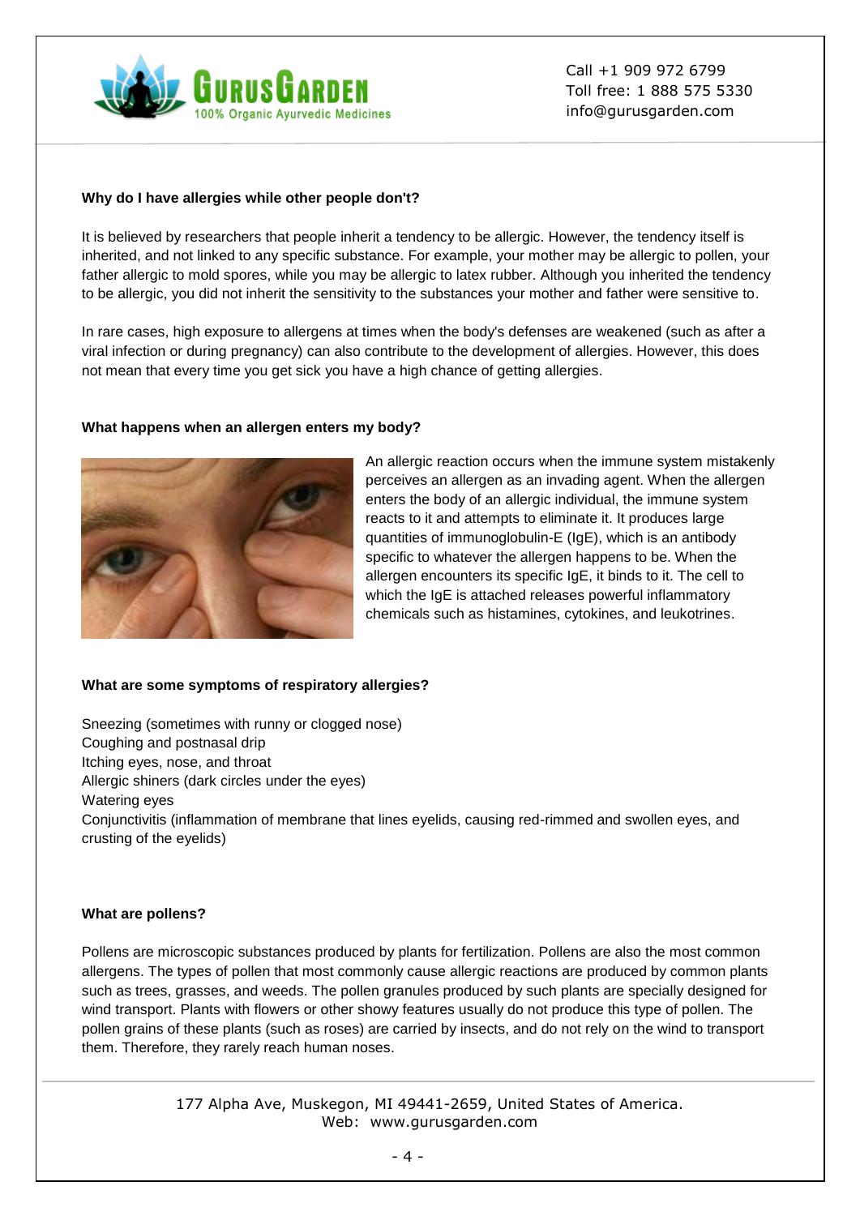**Why do I have allergies while other people don't?**

It is believed by researchers that people inherit a tendency to be allergic. However, the tendency itself is inherited, and not linked to any specific substance. For example, your mother may be allergic to pollen, your father allergic to mold spores, while you may be allergic to latex rubber. Although you inherited the tendency to be allergic, you did not inherit the sensitivity to the substances your mother and father were sensitive to.

In rare cases, high exposure to allergens at times when the body's defenses are weakened (such as after a viral infection or during pregnancy) can also contribute to the development of allergies. However, this does not mean that every time you get sick you have a high chance of getting allergies.

**What happens when an allergen enters my body?**

An allergic reaction occurs when the immune system mistakenly perceives an allergen as an invading agent. When the allergen enters the body of an allergic individual, the immune system reacts to it and attempts to eliminate it. It produces large quantities of immunoglobulin-E (IgE), which is an antibody specific to whatever the allergen happens to be. When the allergen encounters its specific IgE, it binds to it. The cell to which the IgE is attached releases powerful inflammatory chemicals such as histamines, cytokines, and leukotrines.

**What are some symptoms of respiratory allergies?**

Sneezing (sometimes with runny or clogged nose)
Coughing and postnasal drip
Itching eyes, nose, and throat
Allergic shiners (dark circles under the eyes)
Watering eyes
Conjunctivitis (inflammation of membrane that lines eyelids, causing red-rimmed and swollen eyes, and crusting of the eyelids)

**What are pollens?**

Pollens are microscopic substances produced by plants for fertilization. Pollens are also the most common allergens. The types of pollen that most commonly cause allergic reactions are produced by common plants such as trees, grasses, and weeds. The pollen granules produced by such plants are specially designed for wind transport. Plants with flowers or other showy features usually do not produce this type of pollen. The pollen grains of these plants (such as roses) are carried by insects, and do not rely on the wind to transport them. Therefore, they rarely reach human noses.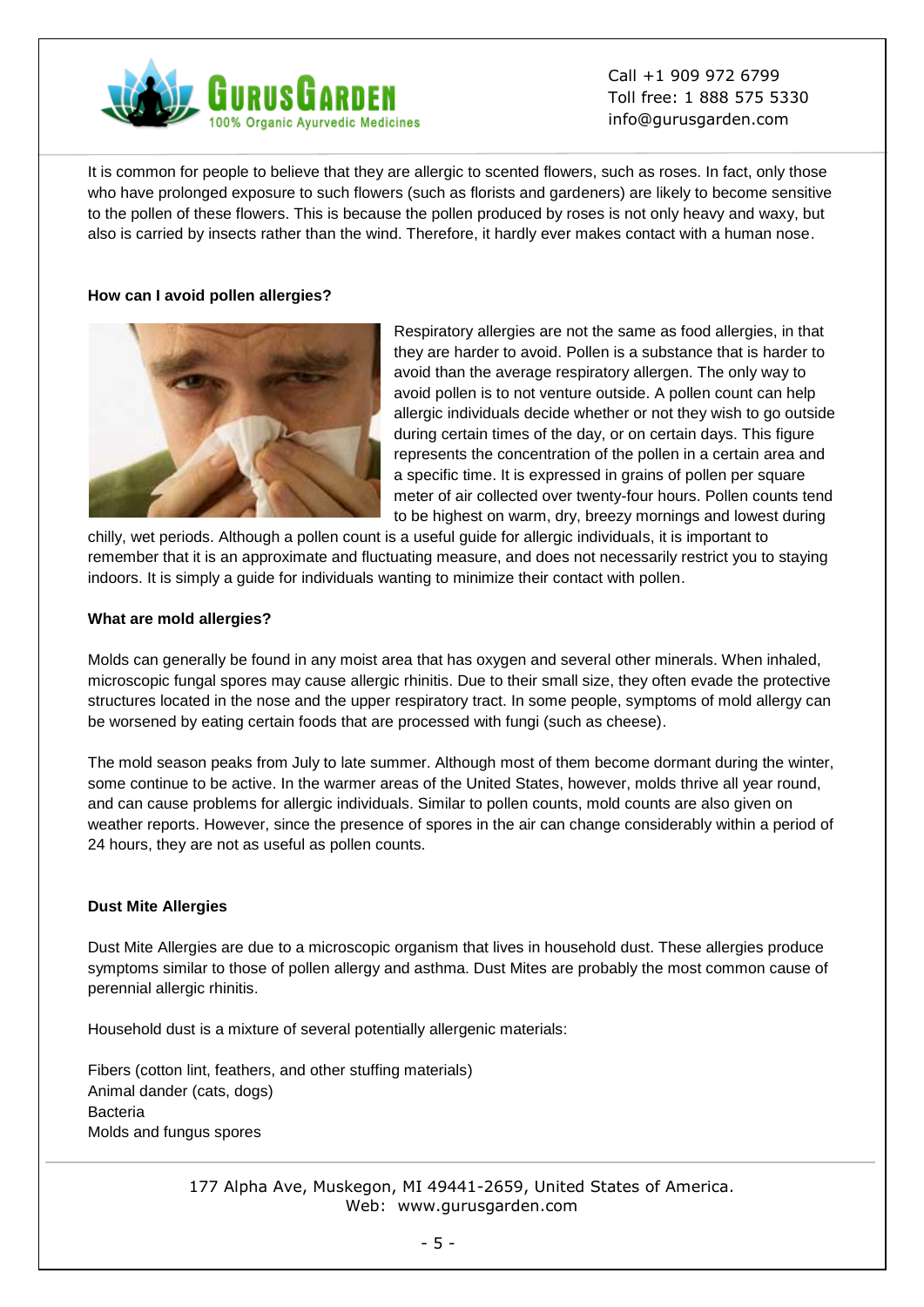It is common for people to believe that they are allergic to scented flowers, such as roses. In fact, only those who have prolonged exposure to such flowers (such as florists and gardeners) are likely to become sensitive to the pollen of these flowers. This is because the pollen produced by roses is not only heavy and waxy, but also is carried by insects rather than the wind. Therefore, it hardly ever makes contact with a human nose.

**How can I avoid pollen allergies?**

Respiratory allergies are not the same as food allergies, in that they are harder to avoid. Pollen is a substance that is harder to avoid than the average respiratory allergen. The only way to avoid pollen is to not venture outside. A pollen count can help allergic individuals decide whether or not they wish to go outside during certain times of the day, or on certain days. This figure represents the concentration of the pollen in a certain area and a specific time. It is expressed in grains of pollen per square meter of air collected over twenty-four hours. Pollen counts tend to be highest on warm, dry, breezy mornings and lowest during chilly, wet periods. Although a pollen count is a useful guide for allergic individuals, it is important to remember that it is an approximate and fluctuating measure, and does not necessarily restrict you to staying indoors. It is simply a guide for individuals wanting to minimize their contact with pollen.

**What are mold allergies?**

Molds can generally be found in any moist area that has oxygen and several other minerals. When inhaled, microscopic fungal spores may cause allergic rhinitis. Due to their small size, they often evade the protective structures located in the nose and the upper respiratory tract. In some people, symptoms of mold allergy can be worsened by eating certain foods that are processed with fungi (such as cheese).

The mold season peaks from July to late summer. Although most of them become dormant during the winter, some continue to be active. In the warmer areas of the United States, however, molds thrive all year round, and can cause problems for allergic individuals. Similar to pollen counts, mold counts are also given on weather reports. However, since the presence of spores in the air can change considerably within a period of 24 hours, they are not as useful as pollen counts.

**Dust Mite Allergies**

Dust Mite Allergies are due to a microscopic organism that lives in household dust. These allergies produce symptoms similar to those of pollen allergy and asthma. Dust Mites are probably the most common cause of perennial allergic rhinitis.

Household dust is a mixture of several potentially allergenic materials:

Fibers (cotton lint, feathers, and other stuffing materials)
Animal dander (cats, dogs)
Bacteria
Molds and fungus spores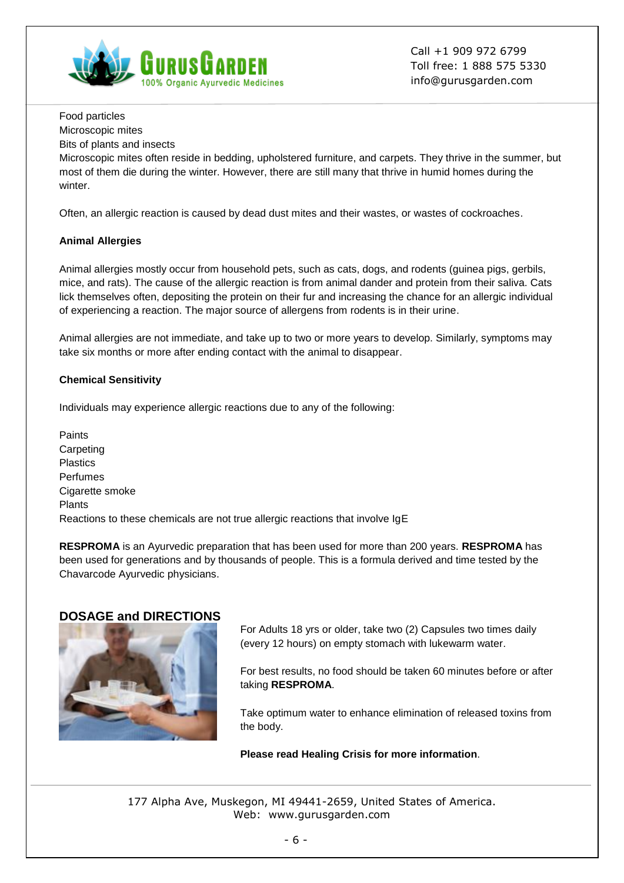Food particles
Microscopic mites
Bits of plants and insects
Microscopic mites often reside in bedding, upholstered furniture, and carpets. They thrive in the summer, but most of them die during the winter. However, there are still many that thrive in humid homes during the winter.

Often, an allergic reaction is caused by dead dust mites and their wastes, or wastes of cockroaches.

**Animal Allergies**

Animal allergies mostly occur from household pets, such as cats, dogs, and rodents (guinea pigs, gerbils, mice, and rats). The cause of the allergic reaction is from animal dander and protein from their saliva. Cats lick themselves often, depositing the protein on their fur and increasing the chance for an allergic individual of experiencing a reaction. The major source of allergens from rodents is in their urine.

Animal allergies are not immediate, and take up to two or more years to develop. Similarly, symptoms may take six months or more after ending contact with the animal to disappear.

**Chemical Sensitivity**

Individuals may experience allergic reactions due to any of the following:

Paints
Carpeting
Plastics
Perfumes
Cigarette smoke
Plants
Reactions to these chemicals are not true allergic reactions that involve IgE

**RESPROMA** is an Ayurvedic preparation that has been used for more than 200 years. **RESPROMA** has been used for generations and by thousands of people. This is a formula derived and time tested by the Chavarcode Ayurvedic physicians.

## DOSAGE and DIRECTIONS

For Adults 18 yrs or older, take two (2) Capsules two times daily (every 12 hours) on empty stomach with lukewarm water.

For best results, no food should be taken 60 minutes before or after taking **RESPROMA**.

Take optimum water to enhance elimination of released toxins from the body.

**Please read Healing Crisis for more information**.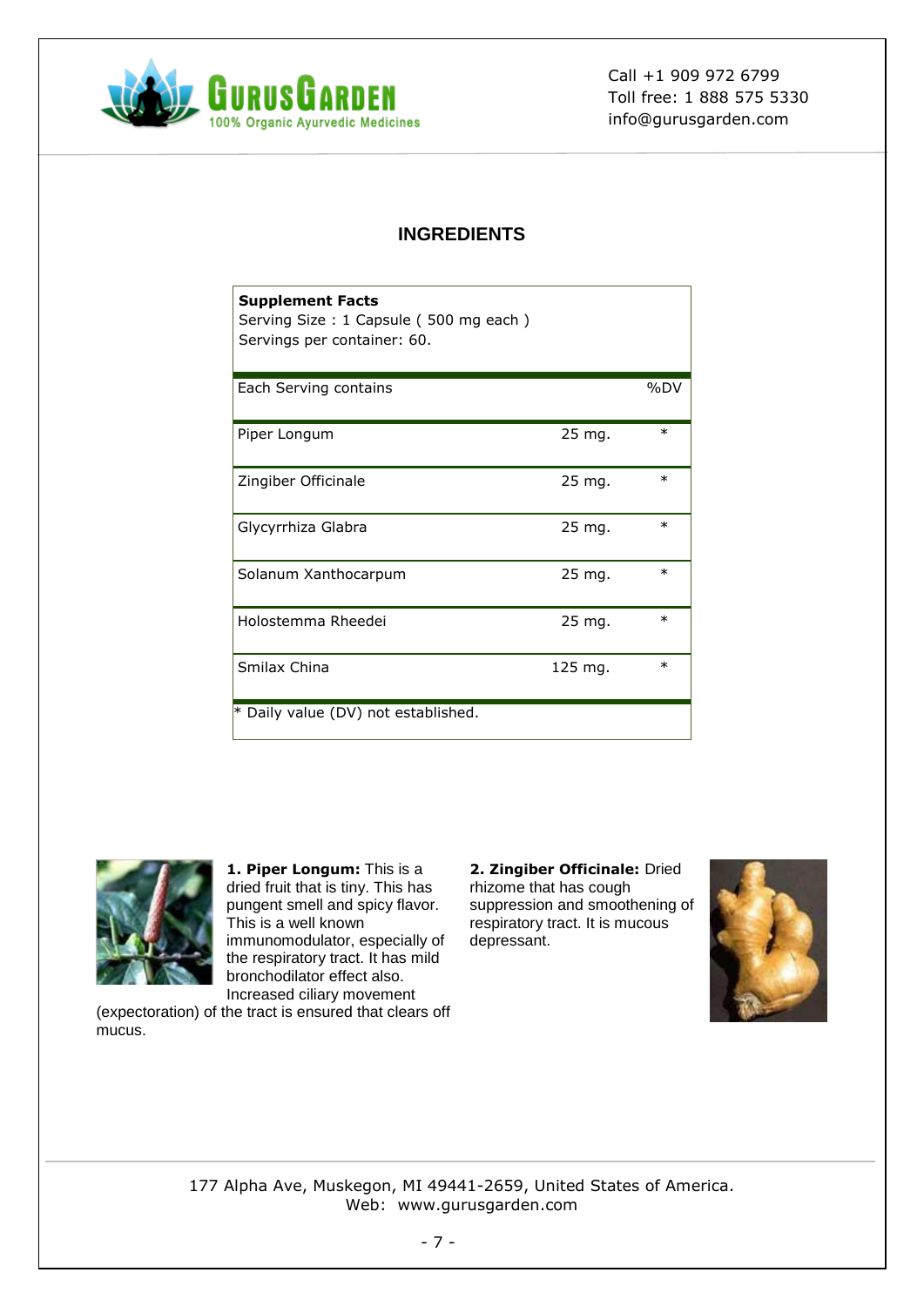## INGREDIENTS

**Supplement Facts**
Serving Size : 1 Capsule ( 500 mg each )
Servings per container: 60.

| Each Serving contains | | %DV |
|---|---|---|
| Piper Longum | 25 mg. | * |
| Zingiber Officinale | 25 mg. | * |
| Glycyrrhiza Glabra | 25 mg. | * |
| Solanum Xanthocarpum | 25 mg. | * |
| Holostemma Rheedei | 25 mg. | * |
| Smilax China | 125 mg. | * |

* Daily value (DV) not established.

**1. Piper Longum:** This is a dried fruit that is tiny. This has pungent smell and spicy flavor. This is a well known immunomodulator, especially of the respiratory tract. It has mild bronchodilator effect also. Increased ciliary movement (expectoration) of the tract is ensured that clears off mucus.

**2. Zingiber Officinale:** Dried rhizome that has cough suppression and smoothening of respiratory tract. It is mucous depressant.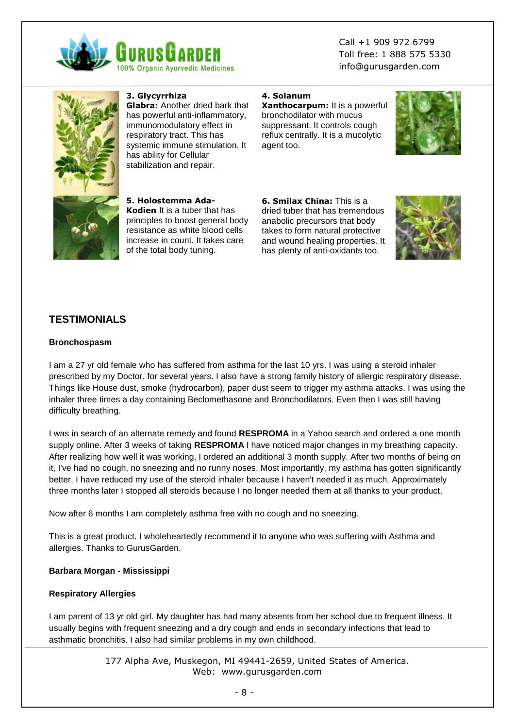**3. Glycyrrhiza Glabra:** Another dried bark that has powerful anti-inflammatory, immunomodulatory effect in respiratory tract. This has systemic immune stimulation. It has ability for Cellular stabilization and repair.

**4. Solanum Xanthocarpum:** It is a powerful bronchodilator with mucus suppressant. It controls cough reflux centrally. It is a mucolytic agent too.

**5. Holostemma Ada-Kodien** It is a tuber that has principles to boost general body resistance as white blood cells increase in count. It takes care of the total body tuning.

**6. Smilax China:** This is a dried tuber that has tremendous anabolic precursors that body takes to form natural protective and wound healing properties. It has plenty of anti-oxidants too.

## TESTIMONIALS

**Bronchospasm**

I am a 27 yr old female who has suffered from asthma for the last 10 yrs. I was using a steroid inhaler prescribed by my Doctor, for several years. I also have a strong family history of allergic respiratory disease. Things like House dust, smoke (hydrocarbon), paper dust seem to trigger my asthma attacks. I was using the inhaler three times a day containing Beclomethasone and Bronchodilators. Even then I was still having difficulty breathing.

I was in search of an alternate remedy and found **RESPROMA** in a Yahoo search and ordered a one month supply online. After 3 weeks of taking **RESPROMA** I have noticed major changes in my breathing capacity. After realizing how well it was working, I ordered an additional 3 month supply. After two months of being on it, I've had no cough, no sneezing and no runny noses. Most importantly, my asthma has gotten significantly better. I have reduced my use of the steroid inhaler because I haven't needed it as much. Approximately three months later I stopped all steroids because I no longer needed them at all thanks to your product.

Now after 6 months I am completely asthma free with no cough and no sneezing.

This is a great product. I wholeheartedly recommend it to anyone who was suffering with Asthma and allergies. Thanks to GurusGarden.

**Barbara Morgan - Mississippi**

**Respiratory Allergies**

I am parent of 13 yr old girl. My daughter has had many absents from her school due to frequent illness. It usually begins with frequent sneezing and a dry cough and ends in secondary infections that lead to asthmatic bronchitis. I also had similar problems in my own childhood.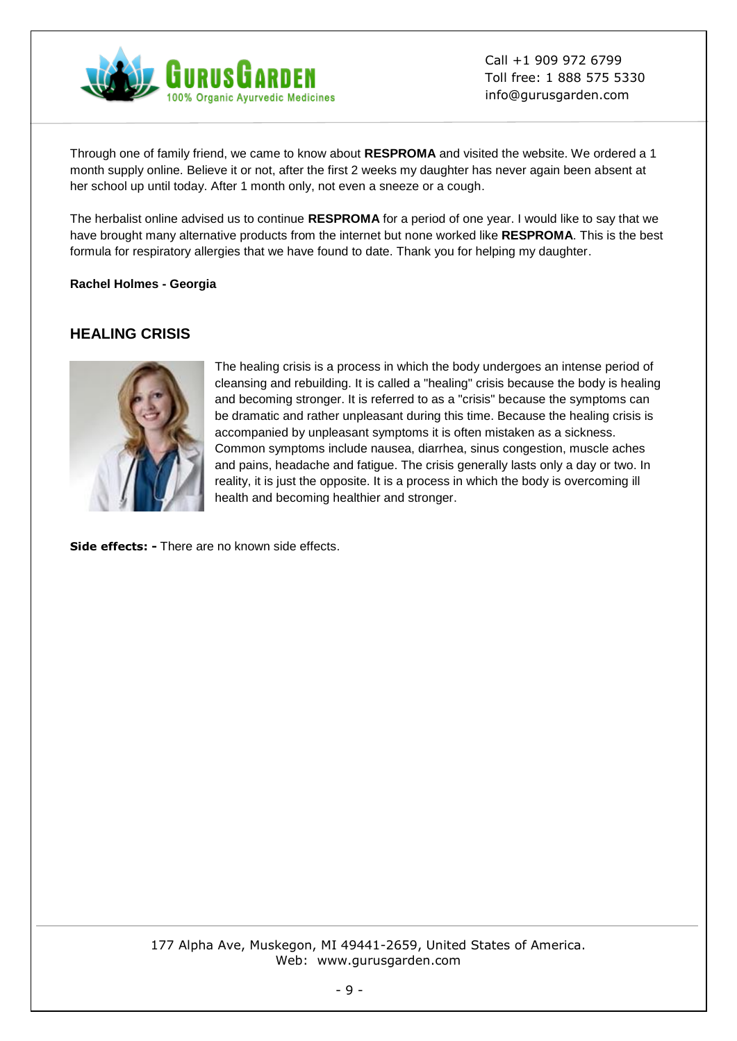Through one of family friend, we came to know about **RESPROMA** and visited the website. We ordered a 1 month supply online. Believe it or not, after the first 2 weeks my daughter has never again been absent at her school up until today. After 1 month only, not even a sneeze or a cough.

The herbalist online advised us to continue **RESPROMA** for a period of one year. I would like to say that we have brought many alternative products from the internet but none worked like **RESPROMA**. This is the best formula for respiratory allergies that we have found to date. Thank you for helping my daughter.

**Rachel Holmes - Georgia**

## HEALING CRISIS

The healing crisis is a process in which the body undergoes an intense period of cleansing and rebuilding. It is called a "healing" crisis because the body is healing and becoming stronger. It is referred to as a "crisis" because the symptoms can be dramatic and rather unpleasant during this time. Because the healing crisis is accompanied by unpleasant symptoms it is often mistaken as a sickness. Common symptoms include nausea, diarrhea, sinus congestion, muscle aches and pains, headache and fatigue. The crisis generally lasts only a day or two. In reality, it is just the opposite. It is a process in which the body is overcoming ill health and becoming healthier and stronger.

**Side effects: -** There are no known side effects.